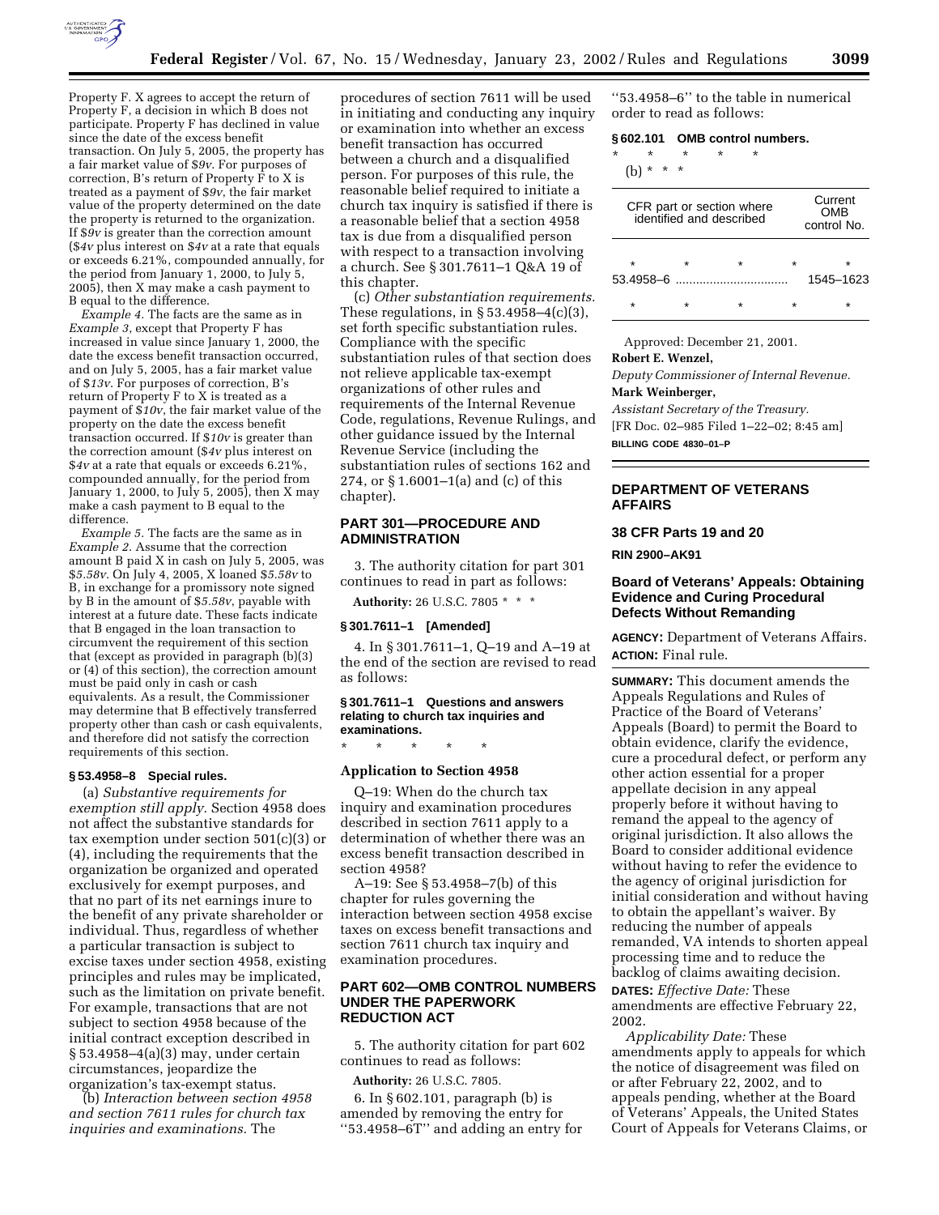Property F. X agrees to accept the return of Property F, a decision in which B does not participate. Property F has declined in value since the date of the excess benefit transaction. On July 5, 2005, the property has a fair market value of $9v. For purposes of correction, B's return of Property F to X is treated as a payment of $9v, the fair market value of the property determined on the date the property is returned to the organization. If $9v is greater than the correction amount ($4v plus interest on $4v at a rate that equals or exceeds 6.21%, compounded annually, for the period from January 1, 2000, to July 5, 2005), then X may make a cash payment to B equal to the difference.

*Example 4.* The facts are the same as in *Example 3*, except that Property F has increased in value since January 1, 2000, the date the excess benefit transaction occurred, and on July 5, 2005, has a fair market value of $13v. For purposes of correction, B's return of Property F to X is treated as a payment of $10v, the fair market value of the property on the date the excess benefit transaction occurred. If $10v is greater than the correction amount ($4v plus interest on $4v at a rate that equals or exceeds 6.21%, compounded annually, for the period from January 1, 2000, to July 5, 2005), then X may make a cash payment to B equal to the difference.

*Example 5.* The facts are the same as in *Example 2*. Assume that the correction amount B paid X in cash on July 5, 2005, was $5.58v. On July 4, 2005, X loaned $5.58v to B, in exchange for a promissory note signed by B in the amount of $5.58v, payable with interest at a future date. These facts indicate that B engaged in the loan transaction to circumvent the requirement of this section that (except as provided in paragraph (b)(3) or (4) of this section), the correction amount must be paid only in cash or cash equivalents. As a result, the Commissioner may determine that B effectively transferred property other than cash or cash equivalents, and therefore did not satisfy the correction requirements of this section.

**§ 53.4958–8 Special rules.**

(a) *Substantive requirements for exemption still apply.* Section 4958 does not affect the substantive standards for tax exemption under section 501(c)(3) or (4), including the requirements that the organization be organized and operated exclusively for exempt purposes, and that no part of its net earnings inure to the benefit of any private shareholder or individual. Thus, regardless of whether a particular transaction is subject to excise taxes under section 4958, existing principles and rules may be implicated, such as the limitation on private benefit. For example, transactions that are not subject to section 4958 because of the initial contract exception described in § 53.4958–4(a)(3) may, under certain circumstances, jeopardize the organization's tax-exempt status.

(b) *Interaction between section 4958 and section 7611 rules for church tax inquiries and examinations.* The procedures of section 7611 will be used in initiating and conducting any inquiry or examination into whether an excess benefit transaction has occurred between a church and a disqualified person. For purposes of this rule, the reasonable belief required to initiate a church tax inquiry is satisfied if there is a reasonable belief that a section 4958 tax is due from a disqualified person with respect to a transaction involving a church. See § 301.7611–1 Q&A 19 of this chapter.

(c) *Other substantiation requirements.* These regulations, in § 53.4958–4(c)(3), set forth specific substantiation rules. Compliance with the specific substantiation rules of that section does not relieve applicable tax-exempt organizations of other rules and requirements of the Internal Revenue Code, regulations, Revenue Rulings, and other guidance issued by the Internal Revenue Service (including the substantiation rules of sections 162 and 274, or § 1.6001–1(a) and (c) of this chapter).

## PART 301—PROCEDURE AND ADMINISTRATION

3. The authority citation for part 301 continues to read in part as follows:

**Authority:** 26 U.S.C. 7805 * * *

**§ 301.7611–1 [Amended]**

4. In § 301.7611–1, Q–19 and A–19 at the end of the section are revised to read as follows:

**§ 301.7611–1 Questions and answers relating to church tax inquiries and examinations.**

\* \* \* \* \*

**Application to Section 4958**

Q–19: When do the church tax inquiry and examination procedures described in section 7611 apply to a determination of whether there was an excess benefit transaction described in section 4958?

A–19: See § 53.4958–7(b) of this chapter for rules governing the interaction between section 4958 excise taxes on excess benefit transactions and section 7611 church tax inquiry and examination procedures.

## PART 602—OMB CONTROL NUMBERS UNDER THE PAPERWORK REDUCTION ACT

5. The authority citation for part 602 continues to read as follows:

**Authority:** 26 U.S.C. 7805.

6. In § 602.101, paragraph (b) is amended by removing the entry for "53.4958–6T" and adding an entry for "53.4958–6" to the table in numerical order to read as follows:

**§ 602.101 OMB control numbers.**

\* \* \* \* \*

(b) * * *

| CFR part or section where identified and described | Current OMB control No. |
|---|---|
| \* \* \* \* | \* |
| 53.4958–6 | 1545–1623 |
| \* \* \* \* | \* |

Approved: December 21, 2001.

**Robert E. Wenzel,**

*Deputy Commissioner of Internal Revenue.*

**Mark Weinberger,**

*Assistant Secretary of the Treasury.*

[FR Doc. 02–985 Filed 1–22–02; 8:45 am]

**BILLING CODE 4830–01–P**

## DEPARTMENT OF VETERANS AFFAIRS

### 38 CFR Parts 19 and 20

**RIN 2900–AK91**

### Board of Veterans' Appeals: Obtaining Evidence and Curing Procedural Defects Without Remanding

**AGENCY:** Department of Veterans Affairs.

**ACTION:** Final rule.

**SUMMARY:** This document amends the Appeals Regulations and Rules of Practice of the Board of Veterans' Appeals (Board) to permit the Board to obtain evidence, clarify the evidence, cure a procedural defect, or perform any other action essential for a proper appellate decision in any appeal properly before it without having to remand the appeal to the agency of original jurisdiction. It also allows the Board to consider additional evidence without having to refer the evidence to the agency of original jurisdiction for initial consideration and without having to obtain the appellant's waiver. By reducing the number of appeals remanded, VA intends to shorten appeal processing time and to reduce the backlog of claims awaiting decision.

**DATES:** *Effective Date:* These amendments are effective February 22, 2002.

*Applicability Date:* These amendments apply to appeals for which the notice of disagreement was filed on or after February 22, 2002, and to appeals pending, whether at the Board of Veterans' Appeals, the United States Court of Appeals for Veterans Claims, or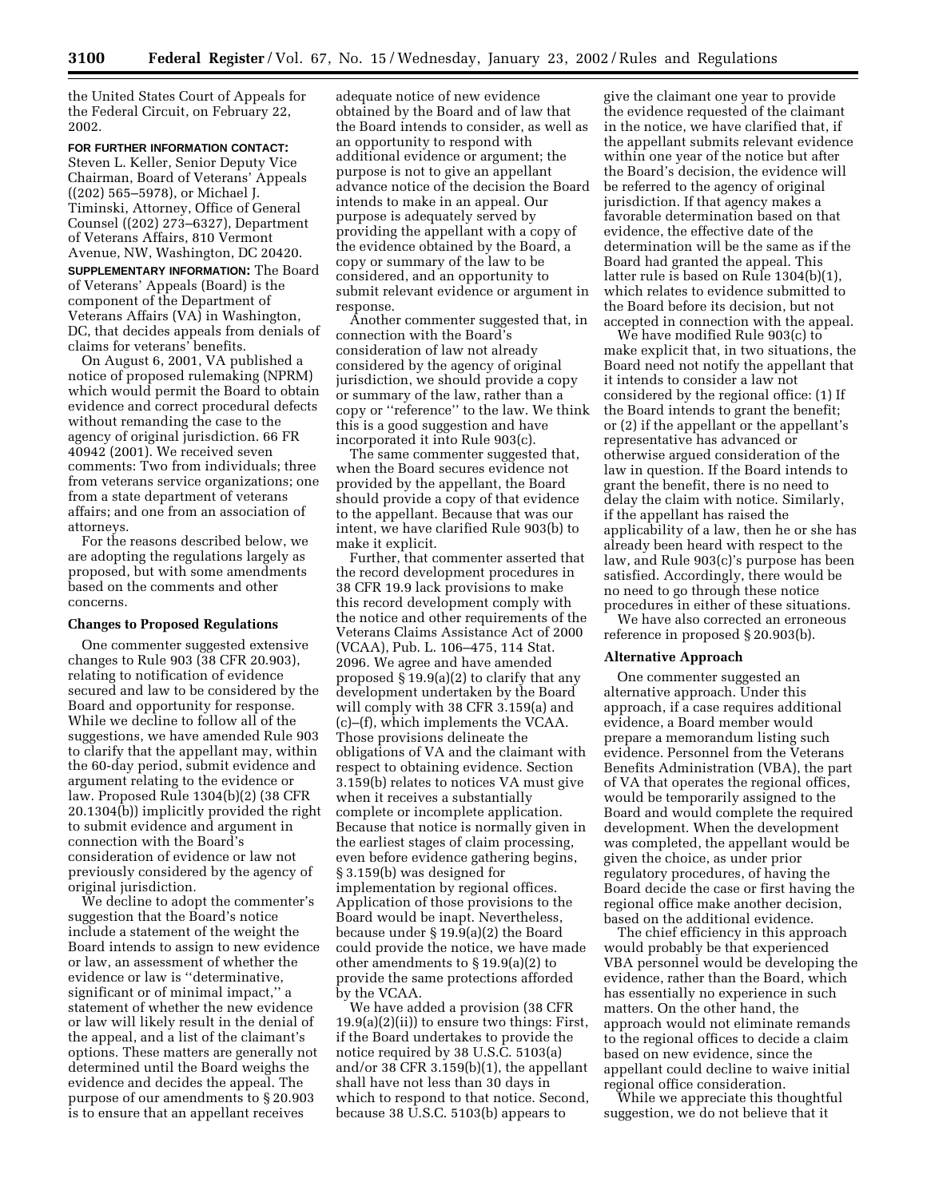the United States Court of Appeals for the Federal Circuit, on February 22, 2002.

**FOR FURTHER INFORMATION CONTACT:** Steven L. Keller, Senior Deputy Vice Chairman, Board of Veterans' Appeals ((202) 565–5978), or Michael J. Timinski, Attorney, Office of General Counsel ((202) 273–6327), Department of Veterans Affairs, 810 Vermont Avenue, NW, Washington, DC 20420.

**SUPPLEMENTARY INFORMATION:** The Board of Veterans' Appeals (Board) is the component of the Department of Veterans Affairs (VA) in Washington, DC, that decides appeals from denials of claims for veterans' benefits.

On August 6, 2001, VA published a notice of proposed rulemaking (NPRM) which would permit the Board to obtain evidence and correct procedural defects without remanding the case to the agency of original jurisdiction. 66 FR 40942 (2001). We received seven comments: Two from individuals; three from veterans service organizations; one from a state department of veterans affairs; and one from an association of attorneys.

For the reasons described below, we are adopting the regulations largely as proposed, but with some amendments based on the comments and other concerns.

### Changes to Proposed Regulations

One commenter suggested extensive changes to Rule 903 (38 CFR 20.903), relating to notification of evidence secured and law to be considered by the Board and opportunity for response. While we decline to follow all of the suggestions, we have amended Rule 903 to clarify that the appellant may, within the 60-day period, submit evidence and argument relating to the evidence or law. Proposed Rule 1304(b)(2) (38 CFR 20.1304(b)) implicitly provided the right to submit evidence and argument in connection with the Board's consideration of evidence or law not previously considered by the agency of original jurisdiction.

We decline to adopt the commenter's suggestion that the Board's notice include a statement of the weight the Board intends to assign to new evidence or law, an assessment of whether the evidence or law is "determinative, significant or of minimal impact," a statement of whether the new evidence or law will likely result in the denial of the appeal, and a list of the claimant's options. These matters are generally not determined until the Board weighs the evidence and decides the appeal. The purpose of our amendments to § 20.903 is to ensure that an appellant receives adequate notice of new evidence obtained by the Board and of law that the Board intends to consider, as well as an opportunity to respond with additional evidence or argument; the purpose is not to give an appellant advance notice of the decision the Board intends to make in an appeal. Our purpose is adequately served by providing the appellant with a copy of the evidence obtained by the Board, a copy or summary of the law to be considered, and an opportunity to submit relevant evidence or argument in response.

Another commenter suggested that, in connection with the Board's consideration of law not already considered by the agency of original jurisdiction, we should provide a copy or summary of the law, rather than a copy or "reference" to the law. We think this is a good suggestion and have incorporated it into Rule 903(c).

The same commenter suggested that, when the Board secures evidence not provided by the appellant, the Board should provide a copy of that evidence to the appellant. Because that was our intent, we have clarified Rule 903(b) to make it explicit.

Further, that commenter asserted that the record development procedures in 38 CFR 19.9 lack provisions to make this record development comply with the notice and other requirements of the Veterans Claims Assistance Act of 2000 (VCAA), Pub. L. 106–475, 114 Stat. 2096. We agree and have amended proposed § 19.9(a)(2) to clarify that any development undertaken by the Board will comply with 38 CFR 3.159(a) and (c)–(f), which implements the VCAA. Those provisions delineate the obligations of VA and the claimant with respect to obtaining evidence. Section 3.159(b) relates to notices VA must give when it receives a substantially complete or incomplete application. Because that notice is normally given in the earliest stages of claim processing, even before evidence gathering begins, § 3.159(b) was designed for implementation by regional offices. Application of those provisions to the Board would be inapt. Nevertheless, because under § 19.9(a)(2) the Board could provide the notice, we have made other amendments to § 19.9(a)(2) to provide the same protections afforded by the VCAA.

We have added a provision (38 CFR 19.9(a)(2)(ii)) to ensure two things: First, if the Board undertakes to provide the notice required by 38 U.S.C. 5103(a) and/or 38 CFR 3.159(b)(1), the appellant shall have not less than 30 days in which to respond to that notice. Second, because 38 U.S.C. 5103(b) appears to give the claimant one year to provide the evidence requested of the claimant in the notice, we have clarified that, if the appellant submits relevant evidence within one year of the notice but after the Board's decision, the evidence will be referred to the agency of original jurisdiction. If that agency makes a favorable determination based on that evidence, the effective date of the determination will be the same as if the Board had granted the appeal. This latter rule is based on Rule 1304(b)(1), which relates to evidence submitted to the Board before its decision, but not accepted in connection with the appeal.

We have modified Rule 903(c) to make explicit that, in two situations, the Board need not notify the appellant that it intends to consider a law not considered by the regional office: (1) If the Board intends to grant the benefit; or (2) if the appellant or the appellant's representative has advanced or otherwise argued consideration of the law in question. If the Board intends to grant the benefit, there is no need to delay the claim with notice. Similarly, if the appellant has raised the applicability of a law, then he or she has already been heard with respect to the law, and Rule 903(c)'s purpose has been satisfied. Accordingly, there would be no need to go through these notice procedures in either of these situations.

We have also corrected an erroneous reference in proposed § 20.903(b).

### Alternative Approach

One commenter suggested an alternative approach. Under this approach, if a case requires additional evidence, a Board member would prepare a memorandum listing such evidence. Personnel from the Veterans Benefits Administration (VBA), the part of VA that operates the regional offices, would be temporarily assigned to the Board and would complete the required development. When the development was completed, the appellant would be given the choice, as under prior regulatory procedures, of having the Board decide the case or first having the regional office make another decision, based on the additional evidence.

The chief efficiency in this approach would probably be that experienced VBA personnel would be developing the evidence, rather than the Board, which has essentially no experience in such matters. On the other hand, the approach would not eliminate remands to the regional offices to decide a claim based on new evidence, since the appellant could decline to waive initial regional office consideration.

While we appreciate this thoughtful suggestion, we do not believe that it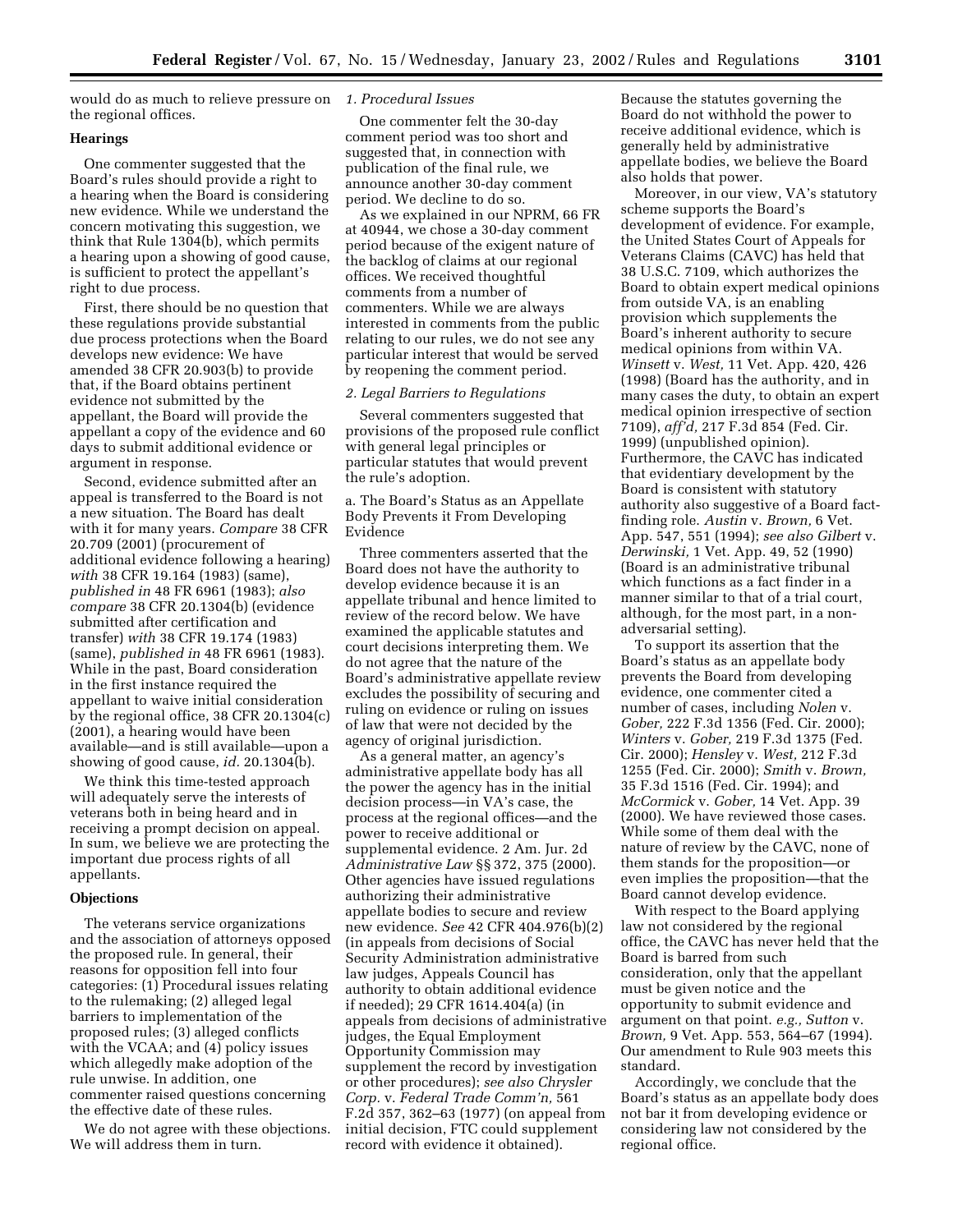would do as much to relieve pressure on the regional offices.

**Hearings**

One commenter suggested that the Board's rules should provide a right to a hearing when the Board is considering new evidence. While we understand the concern motivating this suggestion, we think that Rule 1304(b), which permits a hearing upon a showing of good cause, is sufficient to protect the appellant's right to due process.

First, there should be no question that these regulations provide substantial due process protections when the Board develops new evidence: We have amended 38 CFR 20.903(b) to provide that, if the Board obtains pertinent evidence not submitted by the appellant, the Board will provide the appellant a copy of the evidence and 60 days to submit additional evidence or argument in response.

Second, evidence submitted after an appeal is transferred to the Board is not a new situation. The Board has dealt with it for many years. *Compare* 38 CFR 20.709 (2001) (procurement of additional evidence following a hearing) *with* 38 CFR 19.164 (1983) (same), *published in* 48 FR 6961 (1983); *also compare* 38 CFR 20.1304(b) (evidence submitted after certification and transfer) *with* 38 CFR 19.174 (1983) (same), *published in* 48 FR 6961 (1983). While in the past, Board consideration in the first instance required the appellant to waive initial consideration by the regional office, 38 CFR 20.1304(c) (2001), a hearing would have been available—and is still available—upon a showing of good cause, *id.* 20.1304(b).

We think this time-tested approach will adequately serve the interests of veterans both in being heard and in receiving a prompt decision on appeal. In sum, we believe we are protecting the important due process rights of all appellants.

**Objections**

The veterans service organizations and the association of attorneys opposed the proposed rule. In general, their reasons for opposition fell into four categories: (1) Procedural issues relating to the rulemaking; (2) alleged legal barriers to implementation of the proposed rules; (3) alleged conflicts with the VCAA; and (4) policy issues which allegedly make adoption of the rule unwise. In addition, one commenter raised questions concerning the effective date of these rules.

We do not agree with these objections. We will address them in turn.

*1. Procedural Issues*

One commenter felt the 30-day comment period was too short and suggested that, in connection with publication of the final rule, we announce another 30-day comment period. We decline to do so.

As we explained in our NPRM, 66 FR at 40944, we chose a 30-day comment period because of the exigent nature of the backlog of claims at our regional offices. We received thoughtful comments from a number of commenters. While we are always interested in comments from the public relating to our rules, we do not see any particular interest that would be served by reopening the comment period.

*2. Legal Barriers to Regulations*

Several commenters suggested that provisions of the proposed rule conflict with general legal principles or particular statutes that would prevent the rule's adoption.

a. The Board's Status as an Appellate Body Prevents it From Developing Evidence

Three commenters asserted that the Board does not have the authority to develop evidence because it is an appellate tribunal and hence limited to review of the record below. We have examined the applicable statutes and court decisions interpreting them. We do not agree that the nature of the Board's administrative appellate review excludes the possibility of securing and ruling on evidence or ruling on issues of law that were not decided by the agency of original jurisdiction.

As a general matter, an agency's administrative appellate body has all the power the agency has in the initial decision process—in VA's case, the process at the regional offices—and the power to receive additional or supplemental evidence. 2 Am. Jur. 2d *Administrative Law* §§ 372, 375 (2000). Other agencies have issued regulations authorizing their administrative appellate bodies to secure and review new evidence. *See* 42 CFR 404.976(b)(2) (in appeals from decisions of Social Security Administration administrative law judges, Appeals Council has authority to obtain additional evidence if needed); 29 CFR 1614.404(a) (in appeals from decisions of administrative judges, the Equal Employment Opportunity Commission may supplement the record by investigation or other procedures); *see also Chrysler Corp.* v. *Federal Trade Comm'n,* 561 F.2d 357, 362–63 (1977) (on appeal from initial decision, FTC could supplement record with evidence it obtained). Because the statutes governing the Board do not withhold the power to receive additional evidence, which is generally held by administrative appellate bodies, we believe the Board also holds that power.

Moreover, in our view, VA's statutory scheme supports the Board's development of evidence. For example, the United States Court of Appeals for Veterans Claims (CAVC) has held that 38 U.S.C. 7109, which authorizes the Board to obtain expert medical opinions from outside VA, is an enabling provision which supplements the Board's inherent authority to secure medical opinions from within VA. *Winsett* v. *West,* 11 Vet. App. 420, 426 (1998) (Board has the authority, and in many cases the duty, to obtain an expert medical opinion irrespective of section 7109), *aff'd,* 217 F.3d 854 (Fed. Cir. 1999) (unpublished opinion). Furthermore, the CAVC has indicated that evidentiary development by the Board is consistent with statutory authority also suggestive of a Board fact-finding role. *Austin* v. *Brown,* 6 Vet. App. 547, 551 (1994); *see also Gilbert* v. *Derwinski,* 1 Vet. App. 49, 52 (1990) (Board is an administrative tribunal which functions as a fact finder in a manner similar to that of a trial court, although, for the most part, in a non-adversarial setting).

To support its assertion that the Board's status as an appellate body prevents the Board from developing evidence, one commenter cited a number of cases, including *Nolen* v. *Gober,* 222 F.3d 1356 (Fed. Cir. 2000); *Winters* v. *Gober,* 219 F.3d 1375 (Fed. Cir. 2000); *Hensley* v. *West,* 212 F.3d 1255 (Fed. Cir. 2000); *Smith* v. *Brown,* 35 F.3d 1516 (Fed. Cir. 1994); and *McCormick* v. *Gober,* 14 Vet. App. 39 (2000). We have reviewed those cases. While some of them deal with the nature of review by the CAVC, none of them stands for the proposition—or even implies the proposition—that the Board cannot develop evidence.

With respect to the Board applying law not considered by the regional office, the CAVC has never held that the Board is barred from such consideration, only that the appellant must be given notice and the opportunity to submit evidence and argument on that point. *e.g., Sutton* v. *Brown,* 9 Vet. App. 553, 564–67 (1994). Our amendment to Rule 903 meets this standard.

Accordingly, we conclude that the Board's status as an appellate body does not bar it from developing evidence or considering law not considered by the regional office.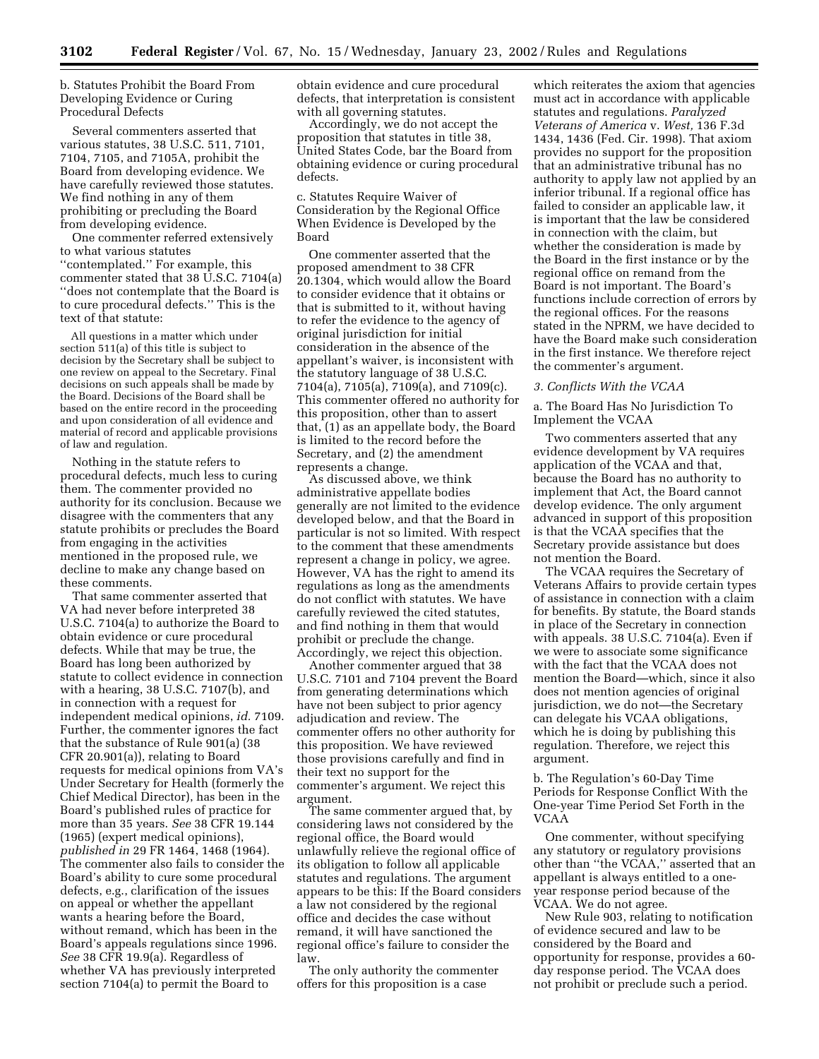b. Statutes Prohibit the Board From Developing Evidence or Curing Procedural Defects

Several commenters asserted that various statutes, 38 U.S.C. 511, 7101, 7104, 7105, and 7105A, prohibit the Board from developing evidence. We have carefully reviewed those statutes. We find nothing in any of them prohibiting or precluding the Board from developing evidence.

One commenter referred extensively to what various statutes ''contemplated.'' For example, this commenter stated that 38 U.S.C. 7104(a) ''does not contemplate that the Board is to cure procedural defects.'' This is the text of that statute:

> All questions in a matter which under section 511(a) of this title is subject to decision by the Secretary shall be subject to one review on appeal to the Secretary. Final decisions on such appeals shall be made by the Board. Decisions of the Board shall be based on the entire record in the proceeding and upon consideration of all evidence and material of record and applicable provisions of law and regulation.

Nothing in the statute refers to procedural defects, much less to curing them. The commenter provided no authority for its conclusion. Because we disagree with the commenters that any statute prohibits or precludes the Board from engaging in the activities mentioned in the proposed rule, we decline to make any change based on these comments.

That same commenter asserted that VA had never before interpreted 38 U.S.C. 7104(a) to authorize the Board to obtain evidence or cure procedural defects. While that may be true, the Board has long been authorized by statute to collect evidence in connection with a hearing, 38 U.S.C. 7107(b), and in connection with a request for independent medical opinions, *id.* 7109. Further, the commenter ignores the fact that the substance of Rule 901(a) (38 CFR 20.901(a)), relating to Board requests for medical opinions from VA's Under Secretary for Health (formerly the Chief Medical Director), has been in the Board's published rules of practice for more than 35 years. *See* 38 CFR 19.144 (1965) (expert medical opinions), *published in* 29 FR 1464, 1468 (1964). The commenter also fails to consider the Board's ability to cure some procedural defects, e.g., clarification of the issues on appeal or whether the appellant wants a hearing before the Board, without remand, which has been in the Board's appeals regulations since 1996. *See* 38 CFR 19.9(a). Regardless of whether VA has previously interpreted section 7104(a) to permit the Board to obtain evidence and cure procedural defects, that interpretation is consistent with all governing statutes.

Accordingly, we do not accept the proposition that statutes in title 38, United States Code, bar the Board from obtaining evidence or curing procedural defects.

c. Statutes Require Waiver of Consideration by the Regional Office When Evidence is Developed by the Board

One commenter asserted that the proposed amendment to 38 CFR 20.1304, which would allow the Board to consider evidence that it obtains or that is submitted to it, without having to refer the evidence to the agency of original jurisdiction for initial consideration in the absence of the appellant's waiver, is inconsistent with the statutory language of 38 U.S.C. 7104(a), 7105(a), 7109(a), and 7109(c). This commenter offered no authority for this proposition, other than to assert that, (1) as an appellate body, the Board is limited to the record before the Secretary, and (2) the amendment represents a change.

As discussed above, we think administrative appellate bodies generally are not limited to the evidence developed below, and that the Board in particular is not so limited. With respect to the comment that these amendments represent a change in policy, we agree. However, VA has the right to amend its regulations as long as the amendments do not conflict with statutes. We have carefully reviewed the cited statutes, and find nothing in them that would prohibit or preclude the change. Accordingly, we reject this objection.

Another commenter argued that 38 U.S.C. 7101 and 7104 prevent the Board from generating determinations which have not been subject to prior agency adjudication and review. The commenter offers no other authority for this proposition. We have reviewed those provisions carefully and find in their text no support for the commenter's argument. We reject this argument.

The same commenter argued that, by considering laws not considered by the regional office, the Board would unlawfully relieve the regional office of its obligation to follow all applicable statutes and regulations. The argument appears to be this: If the Board considers a law not considered by the regional office and decides the case without remand, it will have sanctioned the regional office's failure to consider the law.

The only authority the commenter offers for this proposition is a case which reiterates the axiom that agencies must act in accordance with applicable statutes and regulations. *Paralyzed Veterans of America* v. *West,* 136 F.3d 1434, 1436 (Fed. Cir. 1998). That axiom provides no support for the proposition that an administrative tribunal has no authority to apply law not applied by an inferior tribunal. If a regional office has failed to consider an applicable law, it is important that the law be considered in connection with the claim, but whether the consideration is made by the Board in the first instance or by the regional office on remand from the Board is not important. The Board's functions include correction of errors by the regional offices. For the reasons stated in the NPRM, we have decided to have the Board make such consideration in the first instance. We therefore reject the commenter's argument.

*3. Conflicts With the VCAA*

a. The Board Has No Jurisdiction To Implement the VCAA

Two commenters asserted that any evidence development by VA requires application of the VCAA and that, because the Board has no authority to implement that Act, the Board cannot develop evidence. The only argument advanced in support of this proposition is that the VCAA specifies that the Secretary provide assistance but does not mention the Board.

The VCAA requires the Secretary of Veterans Affairs to provide certain types of assistance in connection with a claim for benefits. By statute, the Board stands in place of the Secretary in connection with appeals. 38 U.S.C. 7104(a). Even if we were to associate some significance with the fact that the VCAA does not mention the Board—which, since it also does not mention agencies of original jurisdiction, we do not—the Secretary can delegate his VCAA obligations, which he is doing by publishing this regulation. Therefore, we reject this argument.

b. The Regulation's 60-Day Time Periods for Response Conflict With the One-year Time Period Set Forth in the VCAA

One commenter, without specifying any statutory or regulatory provisions other than ''the VCAA,'' asserted that an appellant is always entitled to a one-year response period because of the VCAA. We do not agree.

New Rule 903, relating to notification of evidence secured and law to be considered by the Board and opportunity for response, provides a 60-day response period. The VCAA does not prohibit or preclude such a period.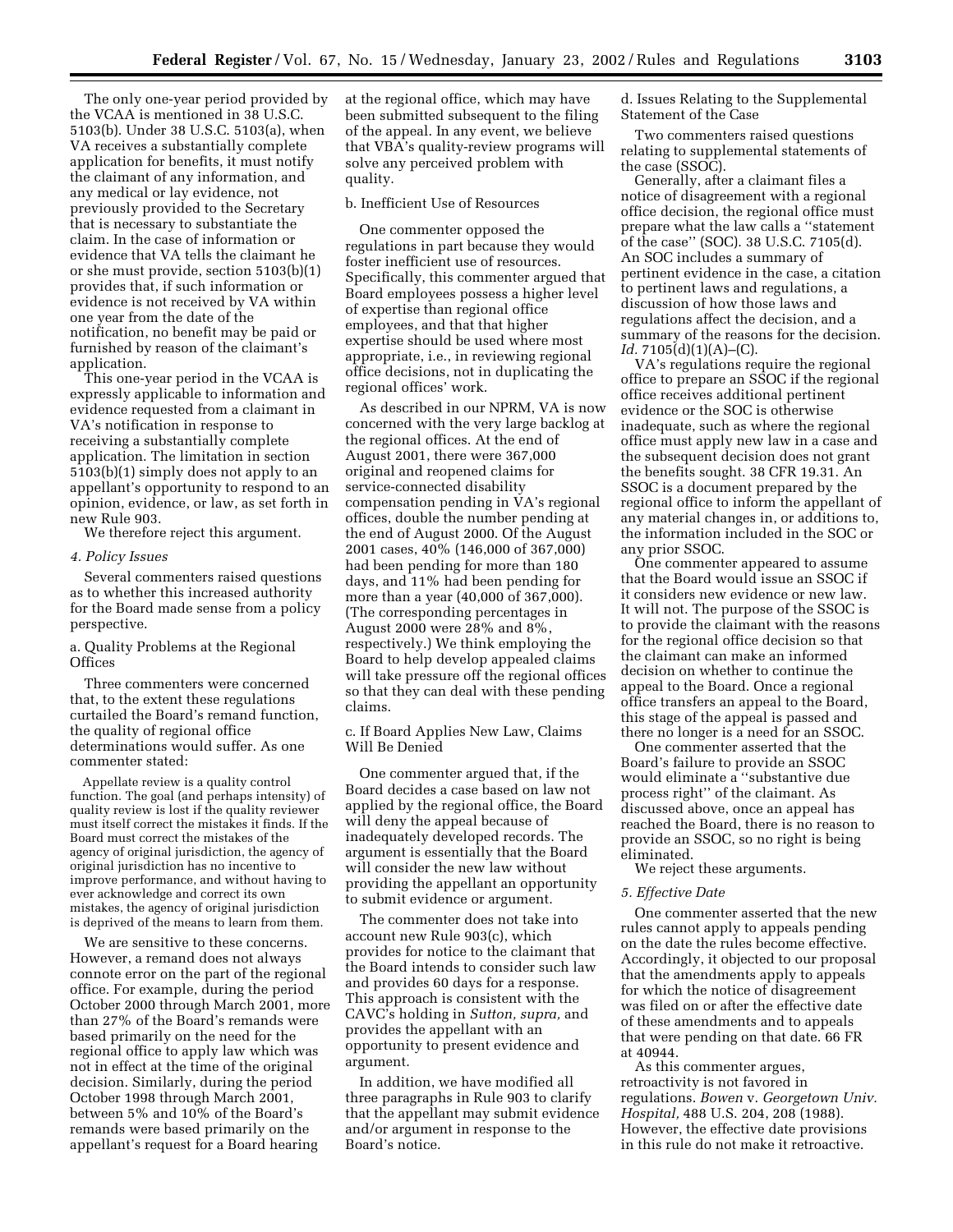The only one-year period provided by the VCAA is mentioned in 38 U.S.C. 5103(b). Under 38 U.S.C. 5103(a), when VA receives a substantially complete application for benefits, it must notify the claimant of any information, and any medical or lay evidence, not previously provided to the Secretary that is necessary to substantiate the claim. In the case of information or evidence that VA tells the claimant he or she must provide, section 5103(b)(1) provides that, if such information or evidence is not received by VA within one year from the date of the notification, no benefit may be paid or furnished by reason of the claimant's application.

This one-year period in the VCAA is expressly applicable to information and evidence requested from a claimant in VA's notification in response to receiving a substantially complete application. The limitation in section 5103(b)(1) simply does not apply to an appellant's opportunity to respond to an opinion, evidence, or law, as set forth in new Rule 903.

We therefore reject this argument.

*4. Policy Issues*

Several commenters raised questions as to whether this increased authority for the Board made sense from a policy perspective.

a. Quality Problems at the Regional Offices

Three commenters were concerned that, to the extent these regulations curtailed the Board's remand function, the quality of regional office determinations would suffer. As one commenter stated:

> Appellate review is a quality control function. The goal (and perhaps intensity) of quality review is lost if the quality reviewer must itself correct the mistakes it finds. If the Board must correct the mistakes of the agency of original jurisdiction, the agency of original jurisdiction has no incentive to improve performance, and without having to ever acknowledge and correct its own mistakes, the agency of original jurisdiction is deprived of the means to learn from them.

We are sensitive to these concerns. However, a remand does not always connote error on the part of the regional office. For example, during the period October 2000 through March 2001, more than 27% of the Board's remands were based primarily on the need for the regional office to apply law which was not in effect at the time of the original decision. Similarly, during the period October 1998 through March 2001, between 5% and 10% of the Board's remands were based primarily on the appellant's request for a Board hearing at the regional office, which may have been submitted subsequent to the filing of the appeal. In any event, we believe that VBA's quality-review programs will solve any perceived problem with quality.

b. Inefficient Use of Resources

One commenter opposed the regulations in part because they would foster inefficient use of resources. Specifically, this commenter argued that Board employees possess a higher level of expertise than regional office employees, and that that higher expertise should be used where most appropriate, i.e., in reviewing regional office decisions, not in duplicating the regional offices' work.

As described in our NPRM, VA is now concerned with the very large backlog at the regional offices. At the end of August 2001, there were 367,000 original and reopened claims for service-connected disability compensation pending in VA's regional offices, double the number pending at the end of August 2000. Of the August 2001 cases, 40% (146,000 of 367,000) had been pending for more than 180 days, and 11% had been pending for more than a year (40,000 of 367,000). (The corresponding percentages in August 2000 were 28% and 8%, respectively.) We think employing the Board to help develop appealed claims will take pressure off the regional offices so that they can deal with these pending claims.

c. If Board Applies New Law, Claims Will Be Denied

One commenter argued that, if the Board decides a case based on law not applied by the regional office, the Board will deny the appeal because of inadequately developed records. The argument is essentially that the Board will consider the new law without providing the appellant an opportunity to submit evidence or argument.

The commenter does not take into account new Rule 903(c), which provides for notice to the claimant that the Board intends to consider such law and provides 60 days for a response. This approach is consistent with the CAVC's holding in *Sutton, supra,* and provides the appellant with an opportunity to present evidence and argument.

In addition, we have modified all three paragraphs in Rule 903 to clarify that the appellant may submit evidence and/or argument in response to the Board's notice.

d. Issues Relating to the Supplemental Statement of the Case

Two commenters raised questions relating to supplemental statements of the case (SSOC).

Generally, after a claimant files a notice of disagreement with a regional office decision, the regional office must prepare what the law calls a "statement of the case" (SOC). 38 U.S.C. 7105(d). An SOC includes a summary of pertinent evidence in the case, a citation to pertinent laws and regulations, a discussion of how those laws and regulations affect the decision, and a summary of the reasons for the decision. *Id.* 7105(d)(1)(A)–(C).

VA's regulations require the regional office to prepare an SSOC if the regional office receives additional pertinent evidence or the SOC is otherwise inadequate, such as where the regional office must apply new law in a case and the subsequent decision does not grant the benefits sought. 38 CFR 19.31. An SSOC is a document prepared by the regional office to inform the appellant of any material changes in, or additions to, the information included in the SOC or any prior SSOC.

One commenter appeared to assume that the Board would issue an SSOC if it considers new evidence or new law. It will not. The purpose of the SSOC is to provide the claimant with the reasons for the regional office decision so that the claimant can make an informed decision on whether to continue the appeal to the Board. Once a regional office transfers an appeal to the Board, this stage of the appeal is passed and there no longer is a need for an SSOC.

One commenter asserted that the Board's failure to provide an SSOC would eliminate a "substantive due process right" of the claimant. As discussed above, once an appeal has reached the Board, there is no reason to provide an SSOC, so no right is being eliminated.

We reject these arguments.

*5. Effective Date*

One commenter asserted that the new rules cannot apply to appeals pending on the date the rules become effective. Accordingly, it objected to our proposal that the amendments apply to appeals for which the notice of disagreement was filed on or after the effective date of these amendments and to appeals that were pending on that date. 66 FR at 40944.

As this commenter argues, retroactivity is not favored in regulations. *Bowen* v. *Georgetown Univ. Hospital,* 488 U.S. 204, 208 (1988). However, the effective date provisions in this rule do not make it retroactive.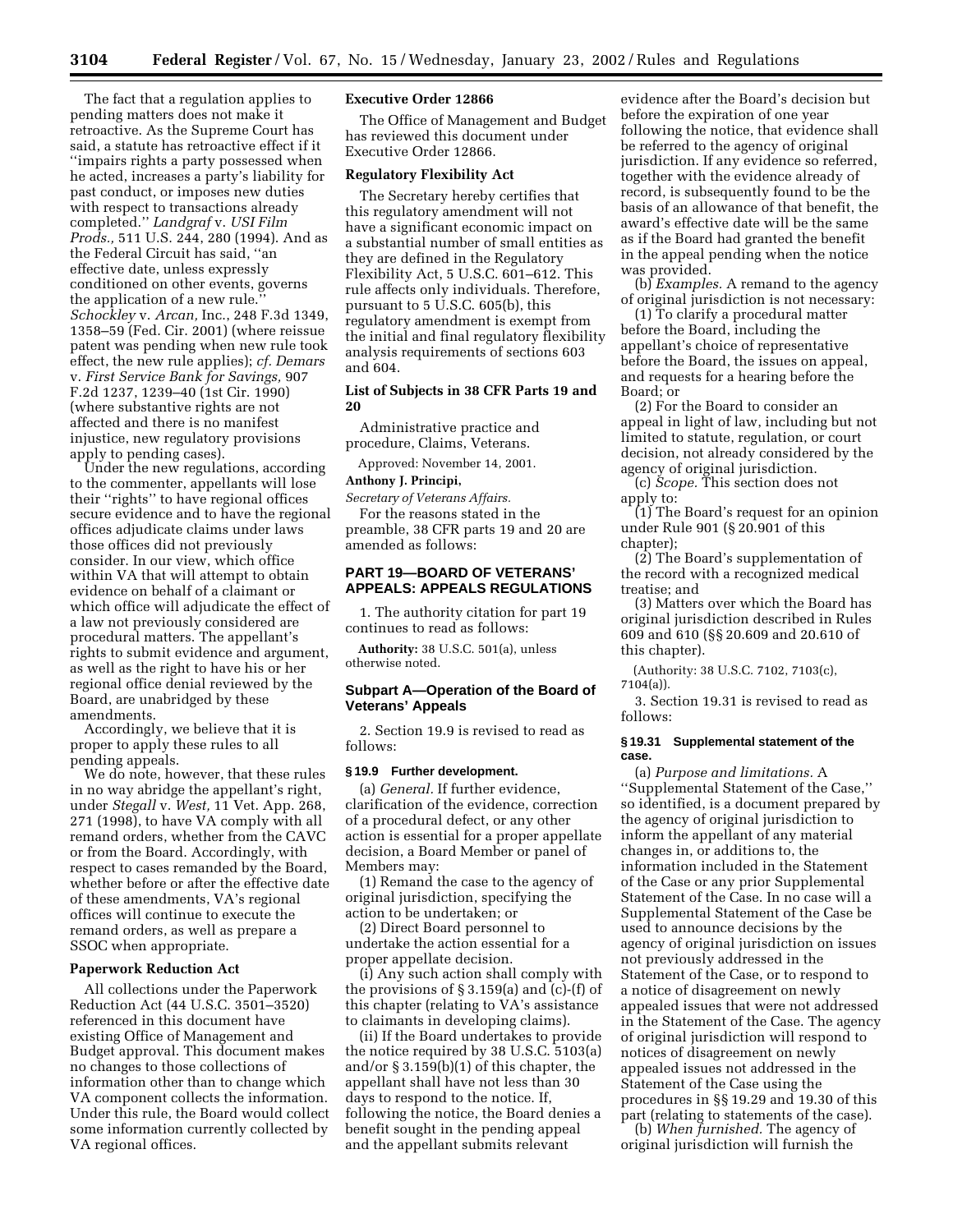The fact that a regulation applies to pending matters does not make it retroactive. As the Supreme Court has said, a statute has retroactive effect if it ''impairs rights a party possessed when he acted, increases a party's liability for past conduct, or imposes new duties with respect to transactions already completed.'' *Landgraf* v. *USI Film Prods.,* 511 U.S. 244, 280 (1994). And as the Federal Circuit has said, ''an effective date, unless expressly conditioned on other events, governs the application of a new rule.'' *Schockley* v. *Arcan,* Inc., 248 F.3d 1349, 1358–59 (Fed. Cir. 2001) (where reissue patent was pending when new rule took effect, the new rule applies); *cf. Demars* v. *First Service Bank for Savings,* 907 F.2d 1237, 1239–40 (1st Cir. 1990) (where substantive rights are not affected and there is no manifest injustice, new regulatory provisions apply to pending cases).

Under the new regulations, according to the commenter, appellants will lose their ''rights'' to have regional offices secure evidence and to have the regional offices adjudicate claims under laws those offices did not previously consider. In our view, which office within VA that will attempt to obtain evidence on behalf of a claimant or which office will adjudicate the effect of a law not previously considered are procedural matters. The appellant's rights to submit evidence and argument, as well as the right to have his or her regional office denial reviewed by the Board, are unabridged by these amendments.

Accordingly, we believe that it is proper to apply these rules to all pending appeals.

We do note, however, that these rules in no way abridge the appellant's right, under *Stegall* v. *West,* 11 Vet. App. 268, 271 (1998), to have VA comply with all remand orders, whether from the CAVC or from the Board. Accordingly, with respect to cases remanded by the Board, whether before or after the effective date of these amendments, VA's regional offices will continue to execute the remand orders, as well as prepare a SSOC when appropriate.

**Paperwork Reduction Act**

All collections under the Paperwork Reduction Act (44 U.S.C. 3501–3520) referenced in this document have existing Office of Management and Budget approval. This document makes no changes to those collections of information other than to change which VA component collects the information. Under this rule, the Board would collect some information currently collected by VA regional offices.

**Executive Order 12866**

The Office of Management and Budget has reviewed this document under Executive Order 12866.

**Regulatory Flexibility Act**

The Secretary hereby certifies that this regulatory amendment will not have a significant economic impact on a substantial number of small entities as they are defined in the Regulatory Flexibility Act, 5 U.S.C. 601–612. This rule affects only individuals. Therefore, pursuant to 5 U.S.C. 605(b), this regulatory amendment is exempt from the initial and final regulatory flexibility analysis requirements of sections 603 and 604.

**List of Subjects in 38 CFR Parts 19 and 20**

Administrative practice and procedure, Claims, Veterans.

Approved: November 14, 2001.

**Anthony J. Principi,**

*Secretary of Veterans Affairs.*

For the reasons stated in the preamble, 38 CFR parts 19 and 20 are amended as follows:

## PART 19—BOARD OF VETERANS' APPEALS: APPEALS REGULATIONS

1. The authority citation for part 19 continues to read as follows:

**Authority:** 38 U.S.C. 501(a), unless otherwise noted.

### Subpart A—Operation of the Board of Veterans' Appeals

2. Section 19.9 is revised to read as follows:

**§ 19.9 Further development.**

(a) *General.* If further evidence, clarification of the evidence, correction of a procedural defect, or any other action is essential for a proper appellate decision, a Board Member or panel of Members may:

(1) Remand the case to the agency of original jurisdiction, specifying the action to be undertaken; or

(2) Direct Board personnel to undertake the action essential for a proper appellate decision.

(i) Any such action shall comply with the provisions of § 3.159(a) and (c)-(f) of this chapter (relating to VA's assistance to claimants in developing claims).

(ii) If the Board undertakes to provide the notice required by 38 U.S.C. 5103(a) and/or § 3.159(b)(1) of this chapter, the appellant shall have not less than 30 days to respond to the notice. If, following the notice, the Board denies a benefit sought in the pending appeal and the appellant submits relevant evidence after the Board's decision but before the expiration of one year following the notice, that evidence shall be referred to the agency of original jurisdiction. If any evidence so referred, together with the evidence already of record, is subsequently found to be the basis of an allowance of that benefit, the award's effective date will be the same as if the Board had granted the benefit in the appeal pending when the notice was provided.

(b) *Examples.* A remand to the agency of original jurisdiction is not necessary:

(1) To clarify a procedural matter before the Board, including the appellant's choice of representative before the Board, the issues on appeal, and requests for a hearing before the Board; or

(2) For the Board to consider an appeal in light of law, including but not limited to statute, regulation, or court decision, not already considered by the agency of original jurisdiction.

(c) *Scope.* This section does not apply to:

(1) The Board's request for an opinion under Rule 901 (§ 20.901 of this chapter);

(2) The Board's supplementation of the record with a recognized medical treatise; and

(3) Matters over which the Board has original jurisdiction described in Rules 609 and 610 (§§ 20.609 and 20.610 of this chapter).

(Authority: 38 U.S.C. 7102, 7103(c), 7104(a)).

3. Section 19.31 is revised to read as follows:

**§ 19.31 Supplemental statement of the case.**

(a) *Purpose and limitations.* A ''Supplemental Statement of the Case,'' so identified, is a document prepared by the agency of original jurisdiction to inform the appellant of any material changes in, or additions to, the information included in the Statement of the Case or any prior Supplemental Statement of the Case. In no case will a Supplemental Statement of the Case be used to announce decisions by the agency of original jurisdiction on issues not previously addressed in the Statement of the Case, or to respond to a notice of disagreement on newly appealed issues that were not addressed in the Statement of the Case. The agency of original jurisdiction will respond to notices of disagreement on newly appealed issues not addressed in the Statement of the Case using the procedures in §§ 19.29 and 19.30 of this part (relating to statements of the case).

(b) *When furnished.* The agency of original jurisdiction will furnish the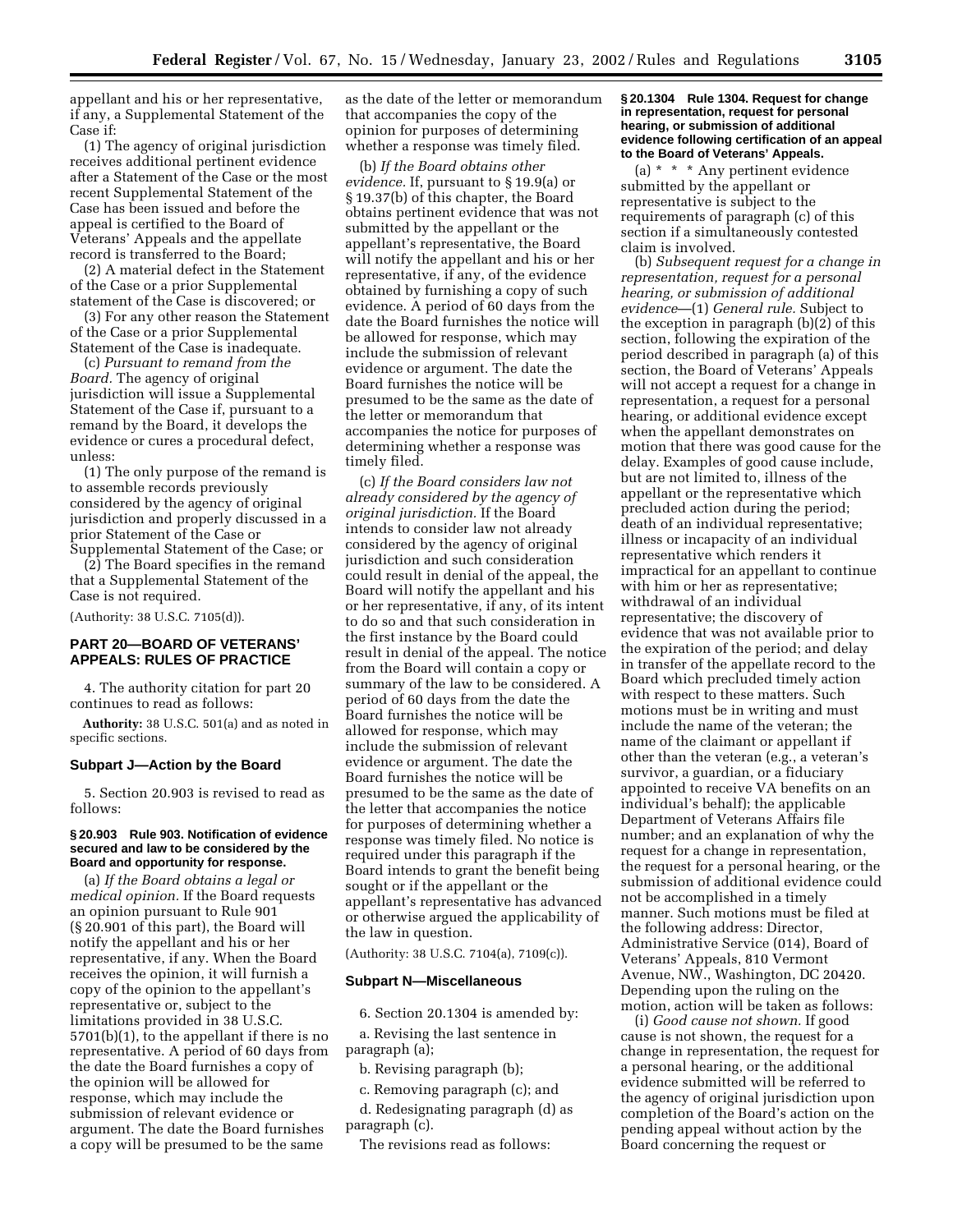appellant and his or her representative, if any, a Supplemental Statement of the Case if:

(1) The agency of original jurisdiction receives additional pertinent evidence after a Statement of the Case or the most recent Supplemental Statement of the Case has been issued and before the appeal is certified to the Board of Veterans' Appeals and the appellate record is transferred to the Board;

(2) A material defect in the Statement of the Case or a prior Supplemental statement of the Case is discovered; or

(3) For any other reason the Statement of the Case or a prior Supplemental Statement of the Case is inadequate.

(c) *Pursuant to remand from the Board.* The agency of original jurisdiction will issue a Supplemental Statement of the Case if, pursuant to a remand by the Board, it develops the evidence or cures a procedural defect, unless:

(1) The only purpose of the remand is to assemble records previously considered by the agency of original jurisdiction and properly discussed in a prior Statement of the Case or Supplemental Statement of the Case; or

(2) The Board specifies in the remand that a Supplemental Statement of the Case is not required.

(Authority: 38 U.S.C. 7105(d)).

## PART 20—BOARD OF VETERANS' APPEALS: RULES OF PRACTICE

4. The authority citation for part 20 continues to read as follows:

**Authority:** 38 U.S.C. 501(a) and as noted in specific sections.

### Subpart J—Action by the Board

5. Section 20.903 is revised to read as follows:

#### § 20.903 Rule 903. Notification of evidence secured and law to be considered by the Board and opportunity for response.

(a) *If the Board obtains a legal or medical opinion.* If the Board requests an opinion pursuant to Rule 901 (§ 20.901 of this part), the Board will notify the appellant and his or her representative, if any. When the Board receives the opinion, it will furnish a copy of the opinion to the appellant's representative or, subject to the limitations provided in 38 U.S.C. 5701(b)(1), to the appellant if there is no representative. A period of 60 days from the date the Board furnishes a copy of the opinion will be allowed for response, which may include the submission of relevant evidence or argument. The date the Board furnishes a copy will be presumed to be the same as the date of the letter or memorandum that accompanies the copy of the opinion for purposes of determining whether a response was timely filed.

(b) *If the Board obtains other evidence.* If, pursuant to § 19.9(a) or § 19.37(b) of this chapter, the Board obtains pertinent evidence that was not submitted by the appellant or the appellant's representative, the Board will notify the appellant and his or her representative, if any, of the evidence obtained by furnishing a copy of such evidence. A period of 60 days from the date the Board furnishes the notice will be allowed for response, which may include the submission of relevant evidence or argument. The date the Board furnishes the notice will be presumed to be the same as the date of the letter or memorandum that accompanies the notice for purposes of determining whether a response was timely filed.

(c) *If the Board considers law not already considered by the agency of original jurisdiction.* If the Board intends to consider law not already considered by the agency of original jurisdiction and such consideration could result in denial of the appeal, the Board will notify the appellant and his or her representative, if any, of its intent to do so and that such consideration in the first instance by the Board could result in denial of the appeal. The notice from the Board will contain a copy or summary of the law to be considered. A period of 60 days from the date the Board furnishes the notice will be allowed for response, which may include the submission of relevant evidence or argument. The date the Board furnishes the notice will be presumed to be the same as the date of the letter that accompanies the notice for purposes of determining whether a response was timely filed. No notice is required under this paragraph if the Board intends to grant the benefit being sought or if the appellant or the appellant's representative has advanced or otherwise argued the applicability of the law in question.

(Authority: 38 U.S.C. 7104(a), 7109(c)).

### Subpart N—Miscellaneous

6. Section 20.1304 is amended by:

a. Revising the last sentence in paragraph (a);

b. Revising paragraph (b);

c. Removing paragraph (c); and

d. Redesignating paragraph (d) as paragraph (c).

The revisions read as follows:

#### § 20.1304 Rule 1304. Request for change in representation, request for personal hearing, or submission of additional evidence following certification of an appeal to the Board of Veterans' Appeals.

(a) * * * Any pertinent evidence submitted by the appellant or representative is subject to the requirements of paragraph (c) of this section if a simultaneously contested claim is involved.

(b) *Subsequent request for a change in representation, request for a personal hearing, or submission of additional evidence*—(1) *General rule.* Subject to the exception in paragraph (b)(2) of this section, following the expiration of the period described in paragraph (a) of this section, the Board of Veterans' Appeals will not accept a request for a change in representation, a request for a personal hearing, or additional evidence except when the appellant demonstrates on motion that there was good cause for the delay. Examples of good cause include, but are not limited to, illness of the appellant or the representative which precluded action during the period; death of an individual representative; illness or incapacity of an individual representative which renders it impractical for an appellant to continue with him or her as representative; withdrawal of an individual representative; the discovery of evidence that was not available prior to the expiration of the period; and delay in transfer of the appellate record to the Board which precluded timely action with respect to these matters. Such motions must be in writing and must include the name of the veteran; the name of the claimant or appellant if other than the veteran (e.g., a veteran's survivor, a guardian, or a fiduciary appointed to receive VA benefits on an individual's behalf); the applicable Department of Veterans Affairs file number; and an explanation of why the request for a change in representation, the request for a personal hearing, or the submission of additional evidence could not be accomplished in a timely manner. Such motions must be filed at the following address: Director, Administrative Service (014), Board of Veterans' Appeals, 810 Vermont Avenue, NW., Washington, DC 20420. Depending upon the ruling on the motion, action will be taken as follows:

(i) *Good cause not shown.* If good cause is not shown, the request for a change in representation, the request for a personal hearing, or the additional evidence submitted will be referred to the agency of original jurisdiction upon completion of the Board's action on the pending appeal without action by the Board concerning the request or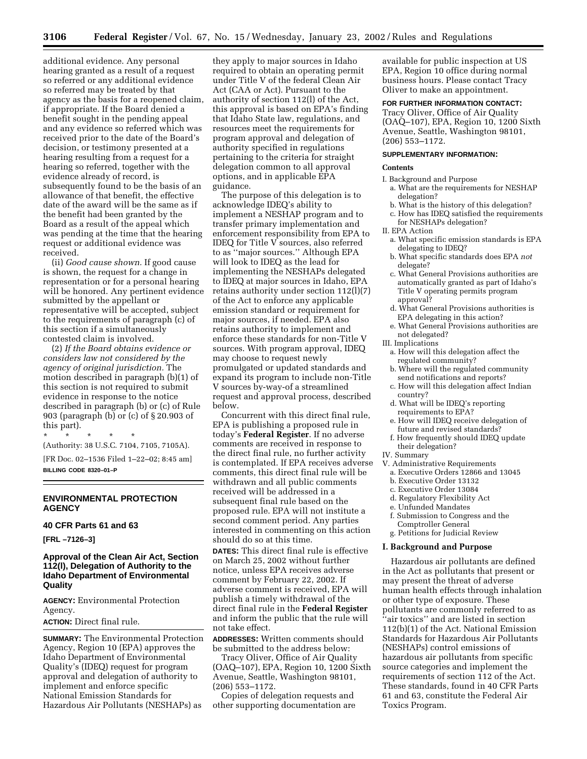additional evidence. Any personal hearing granted as a result of a request so referred or any additional evidence so referred may be treated by that agency as the basis for a reopened claim, if appropriate. If the Board denied a benefit sought in the pending appeal and any evidence so referred which was received prior to the date of the Board's decision, or testimony presented at a hearing resulting from a request for a hearing so referred, together with the evidence already of record, is subsequently found to be the basis of an allowance of that benefit, the effective date of the award will be the same as if the benefit had been granted by the Board as a result of the appeal which was pending at the time that the hearing request or additional evidence was received.

(ii) *Good cause shown.* If good cause is shown, the request for a change in representation or for a personal hearing will be honored. Any pertinent evidence submitted by the appellant or representative will be accepted, subject to the requirements of paragraph (c) of this section if a simultaneously contested claim is involved.

(2) *If the Board obtains evidence or considers law not considered by the agency of original jurisdiction.* The motion described in paragraph (b)(1) of this section is not required to submit evidence in response to the notice described in paragraph (b) or (c) of Rule 903 (paragraph (b) or (c) of § 20.903 of this part).

\* \* \* \* \*

(Authority: 38 U.S.C. 7104, 7105, 7105A).

[FR Doc. 02–1536 Filed 1–22–02; 8:45 am]

**BILLING CODE 8320–01–P**

## ENVIRONMENTAL PROTECTION AGENCY

### 40 CFR Parts 61 and 63

**[FRL –7126–3]**

### Approval of the Clean Air Act, Section 112(l), Delegation of Authority to the Idaho Department of Environmental Quality

**AGENCY:** Environmental Protection Agency.

**ACTION:** Direct final rule.

**SUMMARY:** The Environmental Protection Agency, Region 10 (EPA) approves the Idaho Department of Environmental Quality's (IDEQ) request for program approval and delegation of authority to implement and enforce specific National Emission Standards for Hazardous Air Pollutants (NESHAPs) as they apply to major sources in Idaho required to obtain an operating permit under Title V of the federal Clean Air Act (CAA or Act). Pursuant to the authority of section 112(l) of the Act, this approval is based on EPA's finding that Idaho State law, regulations, and resources meet the requirements for program approval and delegation of authority specified in regulations pertaining to the criteria for straight delegation common to all approval options, and in applicable EPA guidance.

The purpose of this delegation is to acknowledge IDEQ's ability to implement a NESHAP program and to transfer primary implementation and enforcement responsibility from EPA to IDEQ for Title V sources, also referred to as "major sources." Although EPA will look to IDEQ as the lead for implementing the NESHAPs delegated to IDEQ at major sources in Idaho, EPA retains authority under section 112(l)(7) of the Act to enforce any applicable emission standard or requirement for major sources, if needed. EPA also retains authority to implement and enforce these standards for non-Title V sources. With program approval, IDEQ may choose to request newly promulgated or updated standards and expand its program to include non-Title V sources by-way-of a streamlined request and approval process, described below.

Concurrent with this direct final rule, EPA is publishing a proposed rule in today's **Federal Register**. If no adverse comments are received in response to the direct final rule, no further activity is contemplated. If EPA receives adverse comments, this direct final rule will be withdrawn and all public comments received will be addressed in a subsequent final rule based on the proposed rule. EPA will not institute a second comment period. Any parties interested in commenting on this action should do so at this time.

**DATES:** This direct final rule is effective on March 25, 2002 without further notice, unless EPA receives adverse comment by February 22, 2002. If adverse comment is received, EPA will publish a timely withdrawal of the direct final rule in the **Federal Register** and inform the public that the rule will not take effect.

**ADDRESSES:** Written comments should be submitted to the address below:

Tracy Oliver, Office of Air Quality (OAQ–107), EPA, Region 10, 1200 Sixth Avenue, Seattle, Washington 98101, (206) 553–1172.

Copies of delegation requests and other supporting documentation are available for public inspection at US EPA, Region 10 office during normal business hours. Please contact Tracy Oliver to make an appointment.

**FOR FURTHER INFORMATION CONTACT:** Tracy Oliver, Office of Air Quality (OAQ–107), EPA, Region 10, 1200 Sixth Avenue, Seattle, Washington 98101, (206) 553–1172.

**SUPPLEMENTARY INFORMATION:**

**Contents**

I. Background and Purpose
  a. What are the requirements for NESHAP delegation?
  b. What is the history of this delegation?
  c. How has IDEQ satisfied the requirements for NESHAPs delegation?

II. EPA Action
  a. What specific emission standards is EPA delegating to IDEQ?
  b. What specific standards does EPA *not* delegate?
  c. What General Provisions authorities are automatically granted as part of Idaho's Title V operating permits program approval?
  d. What General Provisions authorities is EPA delegating in this action?
  e. What General Provisions authorities are not delegated?

III. Implications
  a. How will this delegation affect the regulated community?
  b. Where will the regulated community send notifications and reports?
  c. How will this delegation affect Indian country?
  d. What will be IDEQ's reporting requirements to EPA?
  e. How will IDEQ receive delegation of future and revised standards?
  f. How frequently should IDEQ update their delegation?

IV. Summary

V. Administrative Requirements
  a. Executive Orders 12866 and 13045
  b. Executive Order 13132
  c. Executive Order 13084
  d. Regulatory Flexibility Act
  e. Unfunded Mandates
  f. Submission to Congress and the Comptroller General
  g. Petitions for Judicial Review

### I. Background and Purpose

Hazardous air pollutants are defined in the Act as pollutants that present or may present the threat of adverse human health effects through inhalation or other type of exposure. These pollutants are commonly referred to as "air toxics" and are listed in section 112(b)(1) of the Act. National Emission Standards for Hazardous Air Pollutants (NESHAPs) control emissions of hazardous air pollutants from specific source categories and implement the requirements of section 112 of the Act. These standards, found in 40 CFR Parts 61 and 63, constitute the Federal Air Toxics Program.